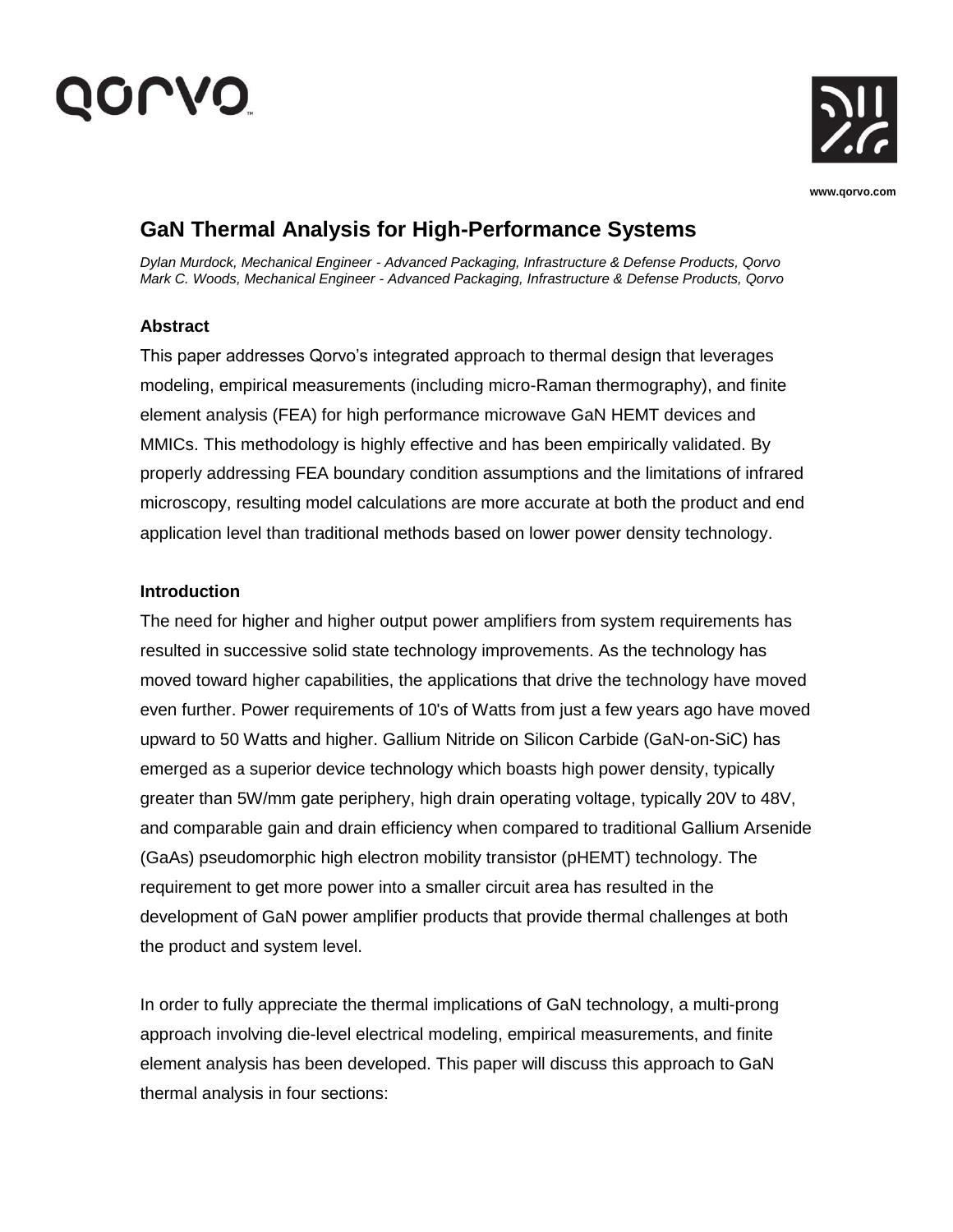# GaN Thermal Analysis for High-Performance Systems

*Dylan Murdock, Mechanical Engineer - Advanced Packaging, Infrastructure & Defense Products, Qorvo*
*Mark C. Woods, Mechanical Engineer - Advanced Packaging, Infrastructure & Defense Products, Qorvo*

**Abstract**

This paper addresses Qorvo's integrated approach to thermal design that leverages modeling, empirical measurements (including micro-Raman thermography), and finite element analysis (FEA) for high performance microwave GaN HEMT devices and MMICs. This methodology is highly effective and has been empirically validated. By properly addressing FEA boundary condition assumptions and the limitations of infrared microscopy, resulting model calculations are more accurate at both the product and end application level than traditional methods based on lower power density technology.

**Introduction**

The need for higher and higher output power amplifiers from system requirements has resulted in successive solid state technology improvements. As the technology has moved toward higher capabilities, the applications that drive the technology have moved even further. Power requirements of 10's of Watts from just a few years ago have moved upward to 50 Watts and higher. Gallium Nitride on Silicon Carbide (GaN-on-SiC) has emerged as a superior device technology which boasts high power density, typically greater than 5W/mm gate periphery, high drain operating voltage, typically 20V to 48V, and comparable gain and drain efficiency when compared to traditional Gallium Arsenide (GaAs) pseudomorphic high electron mobility transistor (pHEMT) technology. The requirement to get more power into a smaller circuit area has resulted in the development of GaN power amplifier products that provide thermal challenges at both the product and system level.

In order to fully appreciate the thermal implications of GaN technology, a multi-prong approach involving die-level electrical modeling, empirical measurements, and finite element analysis has been developed. This paper will discuss this approach to GaN thermal analysis in four sections: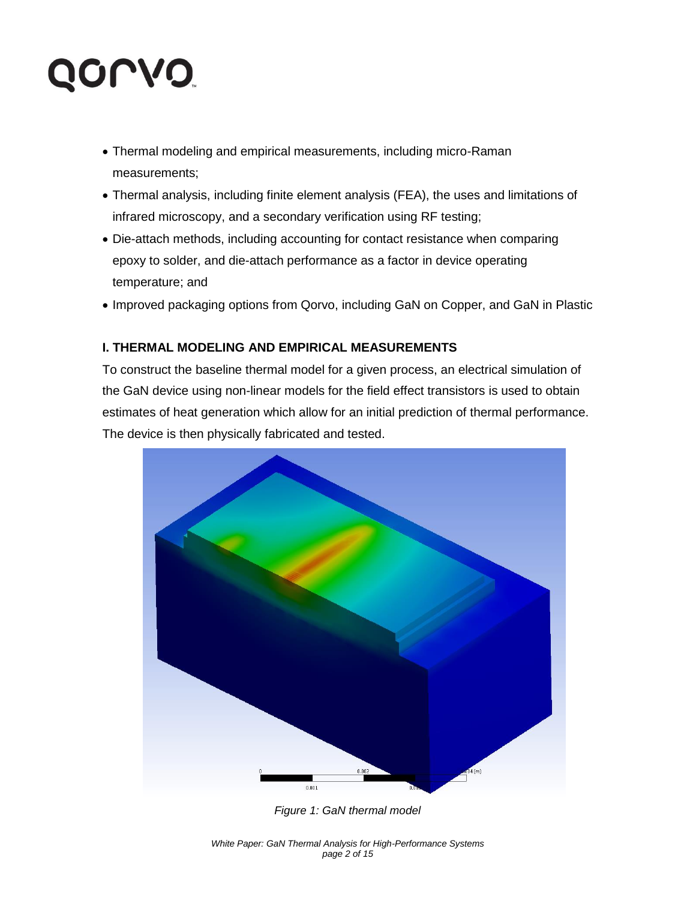- Thermal modeling and empirical measurements, including micro-Raman measurements;
- Thermal analysis, including finite element analysis (FEA), the uses and limitations of infrared microscopy, and a secondary verification using RF testing;
- Die-attach methods, including accounting for contact resistance when comparing epoxy to solder, and die-attach performance as a factor in device operating temperature; and
- Improved packaging options from Qorvo, including GaN on Copper, and GaN in Plastic

## I. THERMAL MODELING AND EMPIRICAL MEASUREMENTS

To construct the baseline thermal model for a given process, an electrical simulation of the GaN device using non-linear models for the field effect transistors is used to obtain estimates of heat generation which allow for an initial prediction of thermal performance. The device is then physically fabricated and tested.

*Figure 1: GaN thermal model*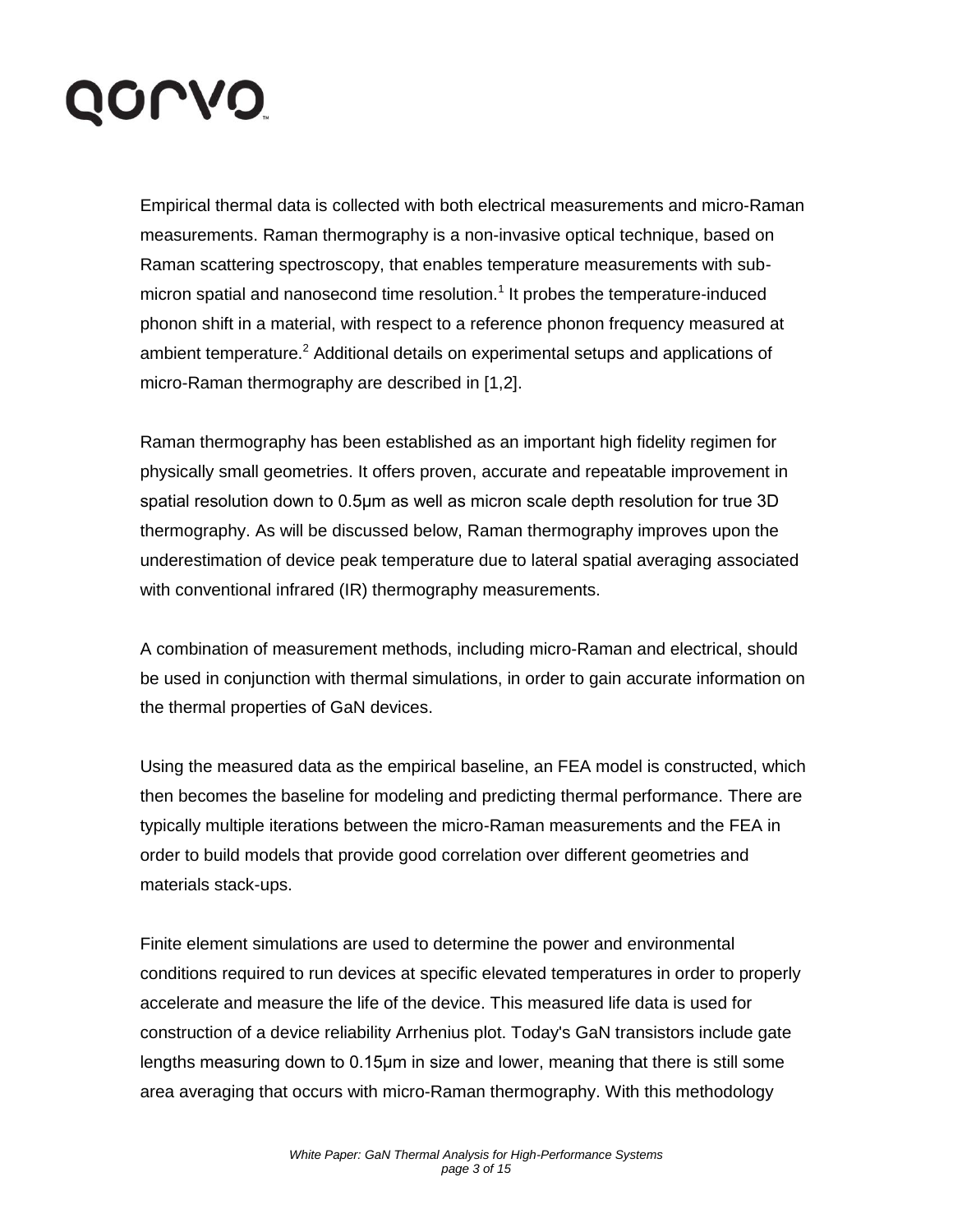Empirical thermal data is collected with both electrical measurements and micro-Raman measurements. Raman thermography is a non-invasive optical technique, based on Raman scattering spectroscopy, that enables temperature measurements with sub-micron spatial and nanosecond time resolution.[1] It probes the temperature-induced phonon shift in a material, with respect to a reference phonon frequency measured at ambient temperature.[2] Additional details on experimental setups and applications of micro-Raman thermography are described in [1,2].

Raman thermography has been established as an important high fidelity regimen for physically small geometries. It offers proven, accurate and repeatable improvement in spatial resolution down to 0.5μm as well as micron scale depth resolution for true 3D thermography. As will be discussed below, Raman thermography improves upon the underestimation of device peak temperature due to lateral spatial averaging associated with conventional infrared (IR) thermography measurements.

A combination of measurement methods, including micro-Raman and electrical, should be used in conjunction with thermal simulations, in order to gain accurate information on the thermal properties of GaN devices.

Using the measured data as the empirical baseline, an FEA model is constructed, which then becomes the baseline for modeling and predicting thermal performance. There are typically multiple iterations between the micro-Raman measurements and the FEA in order to build models that provide good correlation over different geometries and materials stack-ups.

Finite element simulations are used to determine the power and environmental conditions required to run devices at specific elevated temperatures in order to properly accelerate and measure the life of the device. This measured life data is used for construction of a device reliability Arrhenius plot. Today's GaN transistors include gate lengths measuring down to 0.15μm in size and lower, meaning that there is still some area averaging that occurs with micro-Raman thermography. With this methodology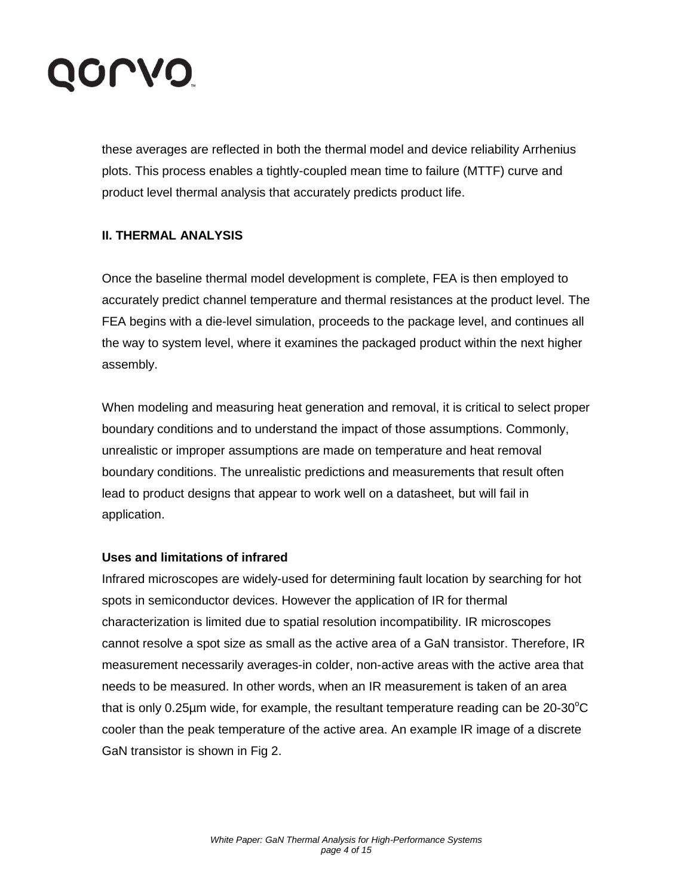these averages are reflected in both the thermal model and device reliability Arrhenius plots. This process enables a tightly-coupled mean time to failure (MTTF) curve and product level thermal analysis that accurately predicts product life.

## II. THERMAL ANALYSIS

Once the baseline thermal model development is complete, FEA is then employed to accurately predict channel temperature and thermal resistances at the product level. The FEA begins with a die-level simulation, proceeds to the package level, and continues all the way to system level, where it examines the packaged product within the next higher assembly.

When modeling and measuring heat generation and removal, it is critical to select proper boundary conditions and to understand the impact of those assumptions. Commonly, unrealistic or improper assumptions are made on temperature and heat removal boundary conditions. The unrealistic predictions and measurements that result often lead to product designs that appear to work well on a datasheet, but will fail in application.

### Uses and limitations of infrared

Infrared microscopes are widely-used for determining fault location by searching for hot spots in semiconductor devices. However the application of IR for thermal characterization is limited due to spatial resolution incompatibility. IR microscopes cannot resolve a spot size as small as the active area of a GaN transistor. Therefore, IR measurement necessarily averages-in colder, non-active areas with the active area that needs to be measured. In other words, when an IR measurement is taken of an area that is only 0.25µm wide, for example, the resultant temperature reading can be 20-30$^{o}$C cooler than the peak temperature of the active area. An example IR image of a discrete GaN transistor is shown in Fig 2.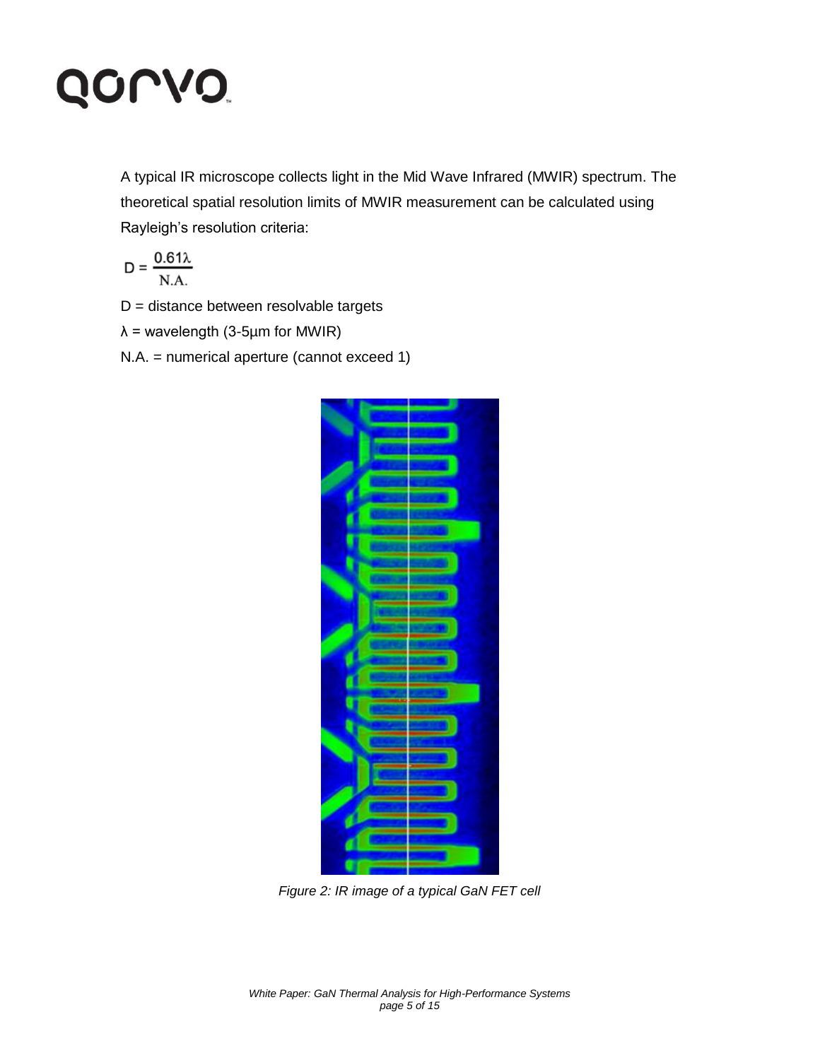A typical IR microscope collects light in the Mid Wave Infrared (MWIR) spectrum. The theoretical spatial resolution limits of MWIR measurement can be calculated using Rayleigh's resolution criteria:

$$D = \frac{0.61\lambda}{N.A.}$$

D = distance between resolvable targets

$\lambda$ = wavelength (3-5µm for MWIR)

N.A. = numerical aperture (cannot exceed 1)

*Figure 2: IR image of a typical GaN FET cell*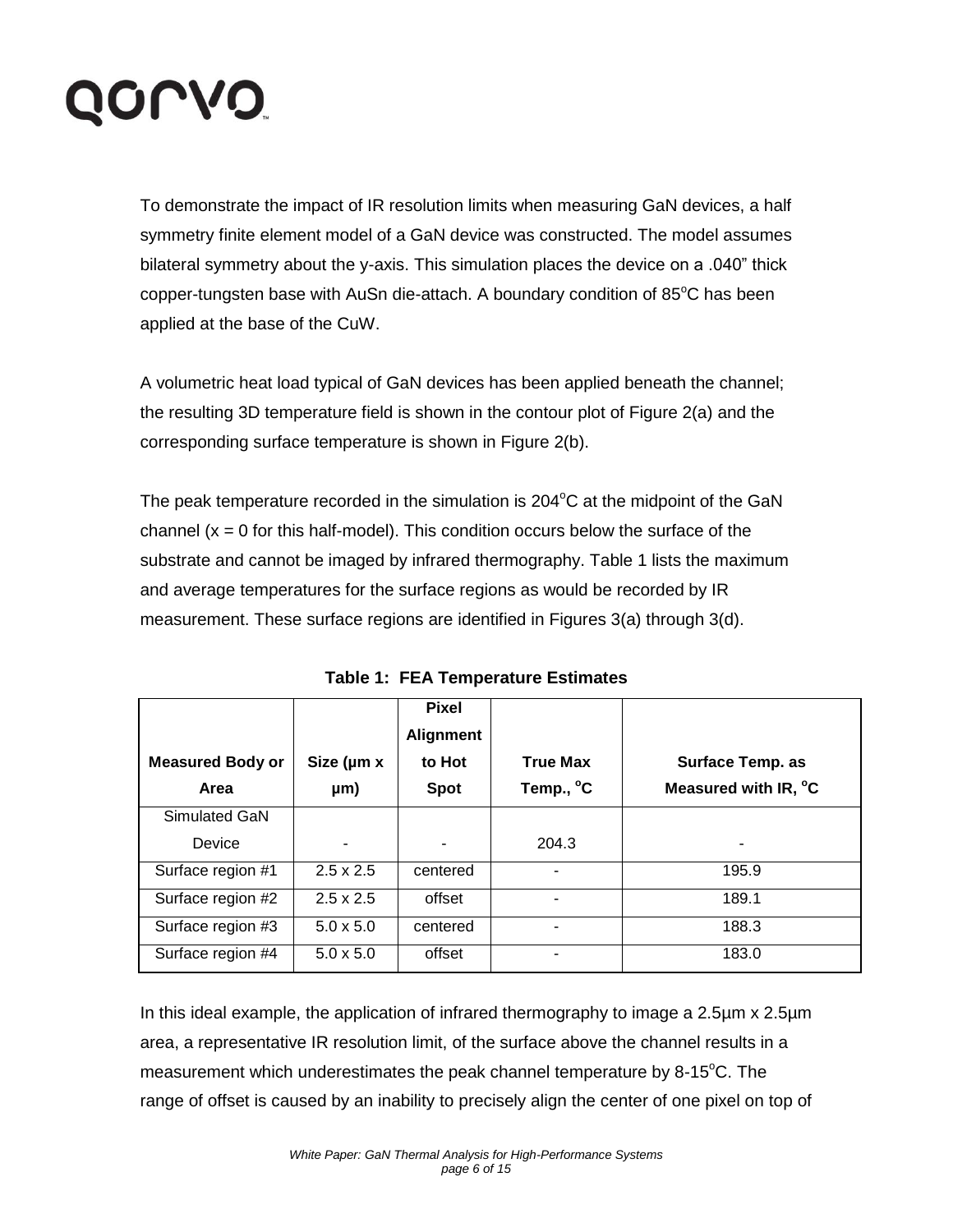To demonstrate the impact of IR resolution limits when measuring GaN devices, a half symmetry finite element model of a GaN device was constructed. The model assumes bilateral symmetry about the y-axis. This simulation places the device on a .040" thick copper-tungsten base with AuSn die-attach. A boundary condition of 85°C has been applied at the base of the CuW.

A volumetric heat load typical of GaN devices has been applied beneath the channel; the resulting 3D temperature field is shown in the contour plot of Figure 2(a) and the corresponding surface temperature is shown in Figure 2(b).

The peak temperature recorded in the simulation is 204°C at the midpoint of the GaN channel (x = 0 for this half-model). This condition occurs below the surface of the substrate and cannot be imaged by infrared thermography. Table 1 lists the maximum and average temperatures for the surface regions as would be recorded by IR measurement. These surface regions are identified in Figures 3(a) through 3(d).

**Table 1: FEA Temperature Estimates**

| Measured Body or Area | Size (µm x µm) | Pixel Alignment to Hot Spot | True Max Temp., °C | Surface Temp. as Measured with IR, °C |
|---|---|---|---|---|
| Simulated GaN Device | - | - | 204.3 | - |
| Surface region #1 | 2.5 x 2.5 | centered | - | 195.9 |
| Surface region #2 | 2.5 x 2.5 | offset | - | 189.1 |
| Surface region #3 | 5.0 x 5.0 | centered | - | 188.3 |
| Surface region #4 | 5.0 x 5.0 | offset | - | 183.0 |

In this ideal example, the application of infrared thermography to image a 2.5µm x 2.5µm area, a representative IR resolution limit, of the surface above the channel results in a measurement which underestimates the peak channel temperature by 8-15°C. The range of offset is caused by an inability to precisely align the center of one pixel on top of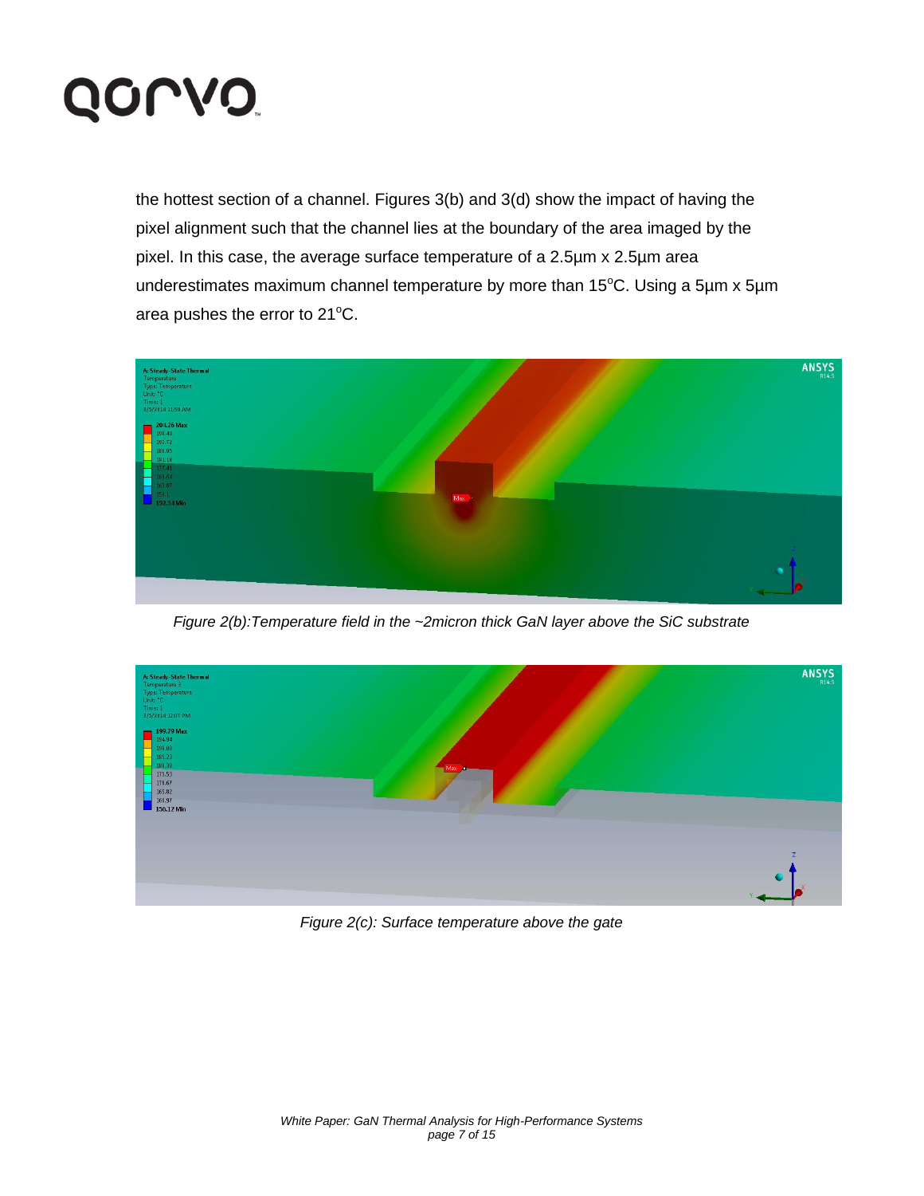the hottest section of a channel. Figures 3(b) and 3(d) show the impact of having the pixel alignment such that the channel lies at the boundary of the area imaged by the pixel. In this case, the average surface temperature of a 2.5µm x 2.5µm area underestimates maximum channel temperature by more than 15°C. Using a 5µm x 5µm area pushes the error to 21°C.

*Figure 2(b):Temperature field in the ~2micron thick GaN layer above the SiC substrate*

*Figure 2(c): Surface temperature above the gate*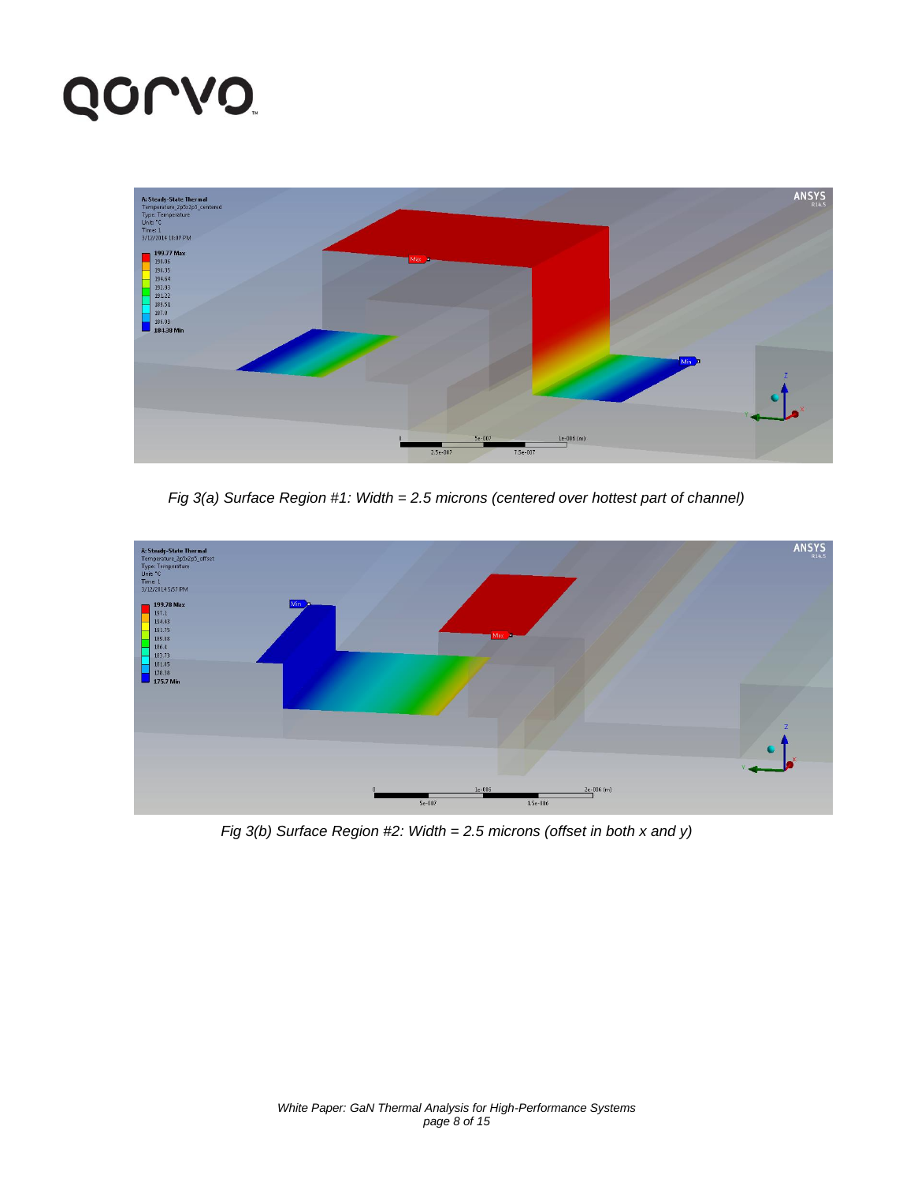*Fig 3(a) Surface Region #1: Width = 2.5 microns (centered over hottest part of channel)*

*Fig 3(b) Surface Region #2: Width = 2.5 microns (offset in both x and y)*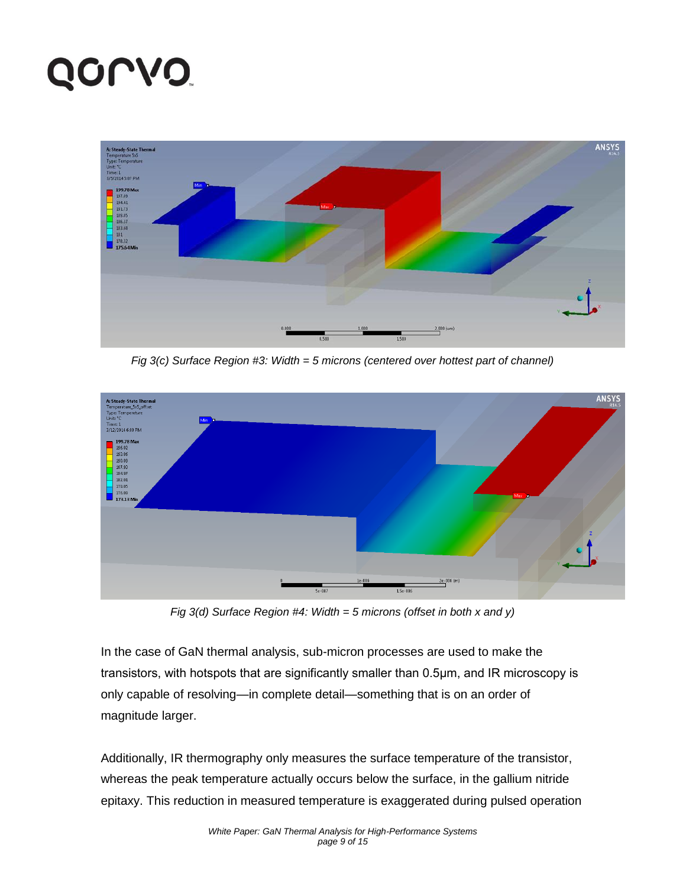Fig 3(c) Surface Region #3: Width = 5 microns (centered over hottest part of channel)

Fig 3(d) Surface Region #4: Width = 5 microns (offset in both x and y)

In the case of GaN thermal analysis, sub-micron processes are used to make the transistors, with hotspots that are significantly smaller than 0.5µm, and IR microscopy is only capable of resolving—in complete detail—something that is on an order of magnitude larger.

Additionally, IR thermography only measures the surface temperature of the transistor, whereas the peak temperature actually occurs below the surface, in the gallium nitride epitaxy. This reduction in measured temperature is exaggerated during pulsed operation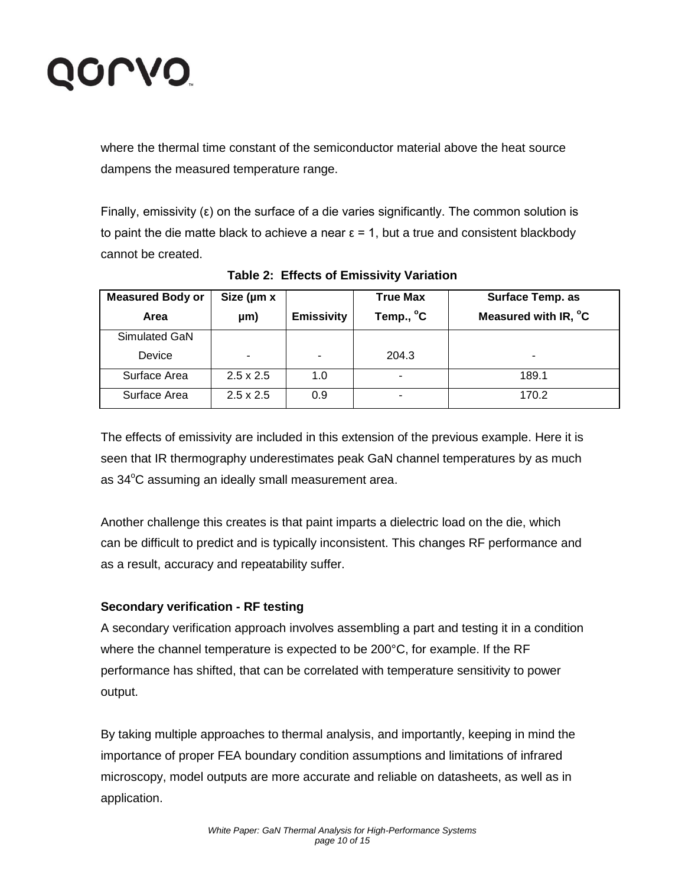where the thermal time constant of the semiconductor material above the heat source dampens the measured temperature range.

Finally, emissivity (ε) on the surface of a die varies significantly. The common solution is to paint the die matte black to achieve a near ε = 1, but a true and consistent blackbody cannot be created.

**Table 2: Effects of Emissivity Variation**

| Measured Body or Area | Size (µm x µm) | Emissivity | True Max Temp., °C | Surface Temp. as Measured with IR, °C |
|---|---|---|---|---|
| Simulated GaN Device | - | - | 204.3 | - |
| Surface Area | 2.5 x 2.5 | 1.0 | - | 189.1 |
| Surface Area | 2.5 x 2.5 | 0.9 | - | 170.2 |

The effects of emissivity are included in this extension of the previous example. Here it is seen that IR thermography underestimates peak GaN channel temperatures by as much as 34°C assuming an ideally small measurement area.

Another challenge this creates is that paint imparts a dielectric load on the die, which can be difficult to predict and is typically inconsistent. This changes RF performance and as a result, accuracy and repeatability suffer.

**Secondary verification - RF testing**

A secondary verification approach involves assembling a part and testing it in a condition where the channel temperature is expected to be 200°C, for example. If the RF performance has shifted, that can be correlated with temperature sensitivity to power output.

By taking multiple approaches to thermal analysis, and importantly, keeping in mind the importance of proper FEA boundary condition assumptions and limitations of infrared microscopy, model outputs are more accurate and reliable on datasheets, as well as in application.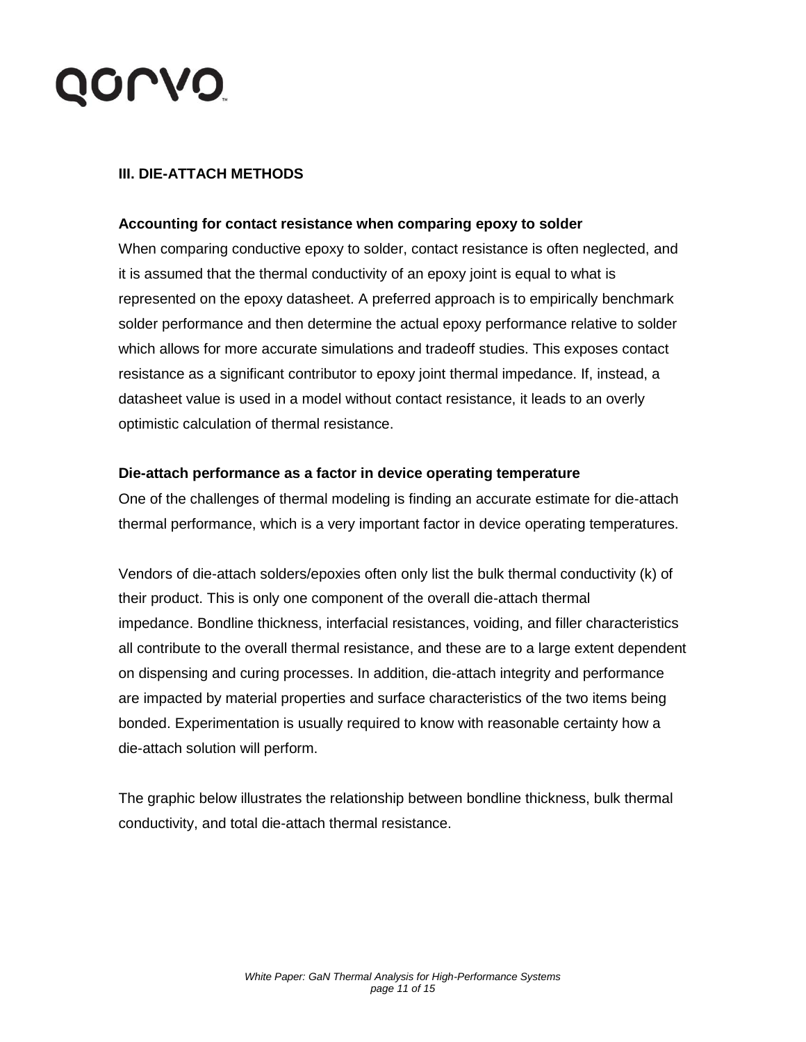## III. DIE-ATTACH METHODS

### Accounting for contact resistance when comparing epoxy to solder

When comparing conductive epoxy to solder, contact resistance is often neglected, and it is assumed that the thermal conductivity of an epoxy joint is equal to what is represented on the epoxy datasheet. A preferred approach is to empirically benchmark solder performance and then determine the actual epoxy performance relative to solder which allows for more accurate simulations and tradeoff studies. This exposes contact resistance as a significant contributor to epoxy joint thermal impedance. If, instead, a datasheet value is used in a model without contact resistance, it leads to an overly optimistic calculation of thermal resistance.

### Die-attach performance as a factor in device operating temperature

One of the challenges of thermal modeling is finding an accurate estimate for die-attach thermal performance, which is a very important factor in device operating temperatures.

Vendors of die-attach solders/epoxies often only list the bulk thermal conductivity (k) of their product. This is only one component of the overall die-attach thermal impedance. Bondline thickness, interfacial resistances, voiding, and filler characteristics all contribute to the overall thermal resistance, and these are to a large extent dependent on dispensing and curing processes. In addition, die-attach integrity and performance are impacted by material properties and surface characteristics of the two items being bonded. Experimentation is usually required to know with reasonable certainty how a die-attach solution will perform.

The graphic below illustrates the relationship between bondline thickness, bulk thermal conductivity, and total die-attach thermal resistance.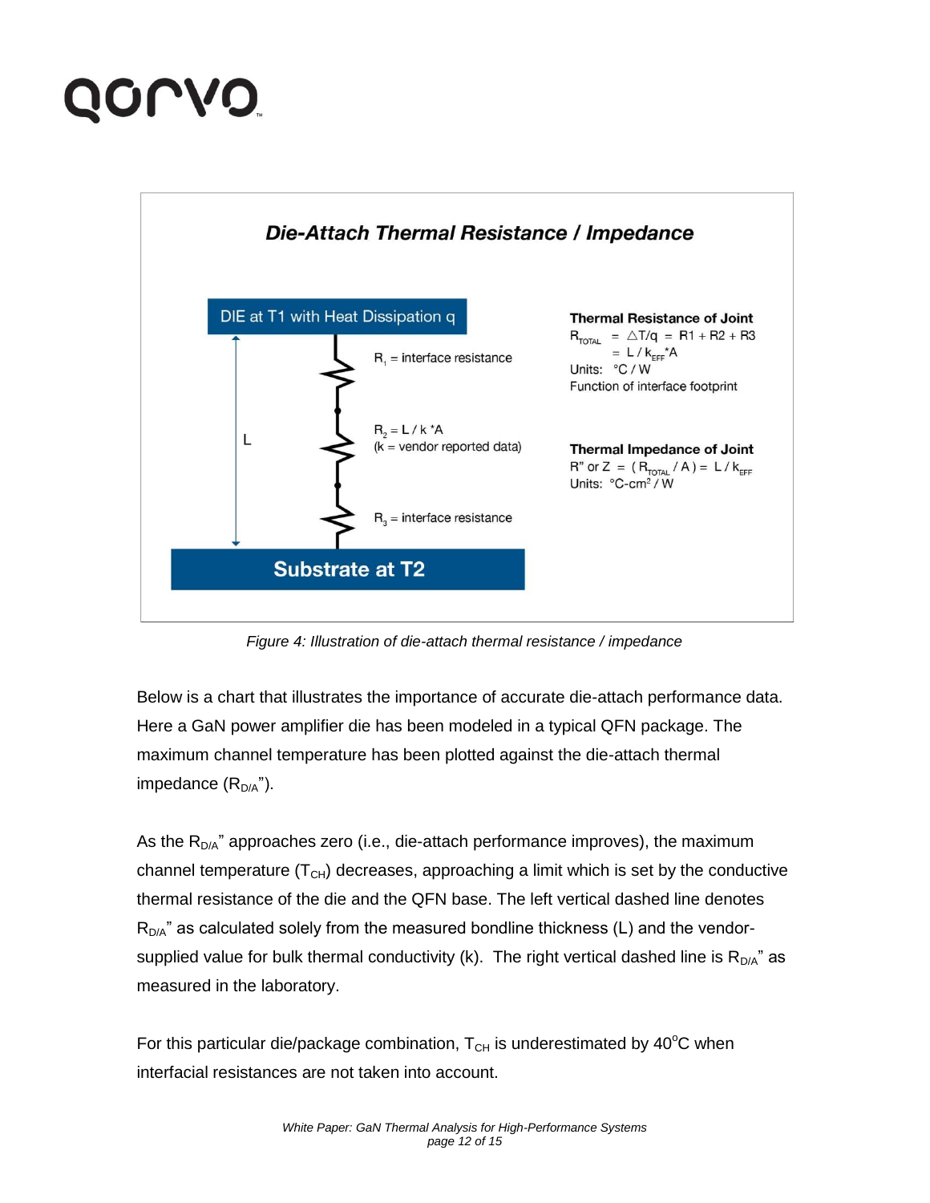## Die-Attach Thermal Resistance / Impedance

DIE at T1 with Heat Dissipation q

L

$R_1$ = interface resistance

$R_2 = L / k * A$
(k = vendor reported data)

$R_3$ = interface resistance

Substrate at T2

**Thermal Resistance of Joint**

$R_{TOTAL} = \triangle T/q = R1 + R2 + R3$
$= L / k_{EFF} * A$

Units: °C / W

Function of interface footprint

**Thermal Impedance of Joint**

$R''$ or $Z = (R_{TOTAL} / A) = L / k_{EFF}$

Units: °C-cm$^2$ / W

*Figure 4: Illustration of die-attach thermal resistance / impedance*

Below is a chart that illustrates the importance of accurate die-attach performance data. Here a GaN power amplifier die has been modeled in a typical QFN package. The maximum channel temperature has been plotted against the die-attach thermal impedance ($R_{D/A}$”).

As the $R_{D/A}$” approaches zero (i.e., die-attach performance improves), the maximum channel temperature ($T_{CH}$) decreases, approaching a limit which is set by the conductive thermal resistance of the die and the QFN base. The left vertical dashed line denotes $R_{D/A}$” as calculated solely from the measured bondline thickness (L) and the vendor-supplied value for bulk thermal conductivity (k). The right vertical dashed line is $R_{D/A}$” as measured in the laboratory.

For this particular die/package combination, $T_{CH}$ is underestimated by 40°C when interfacial resistances are not taken into account.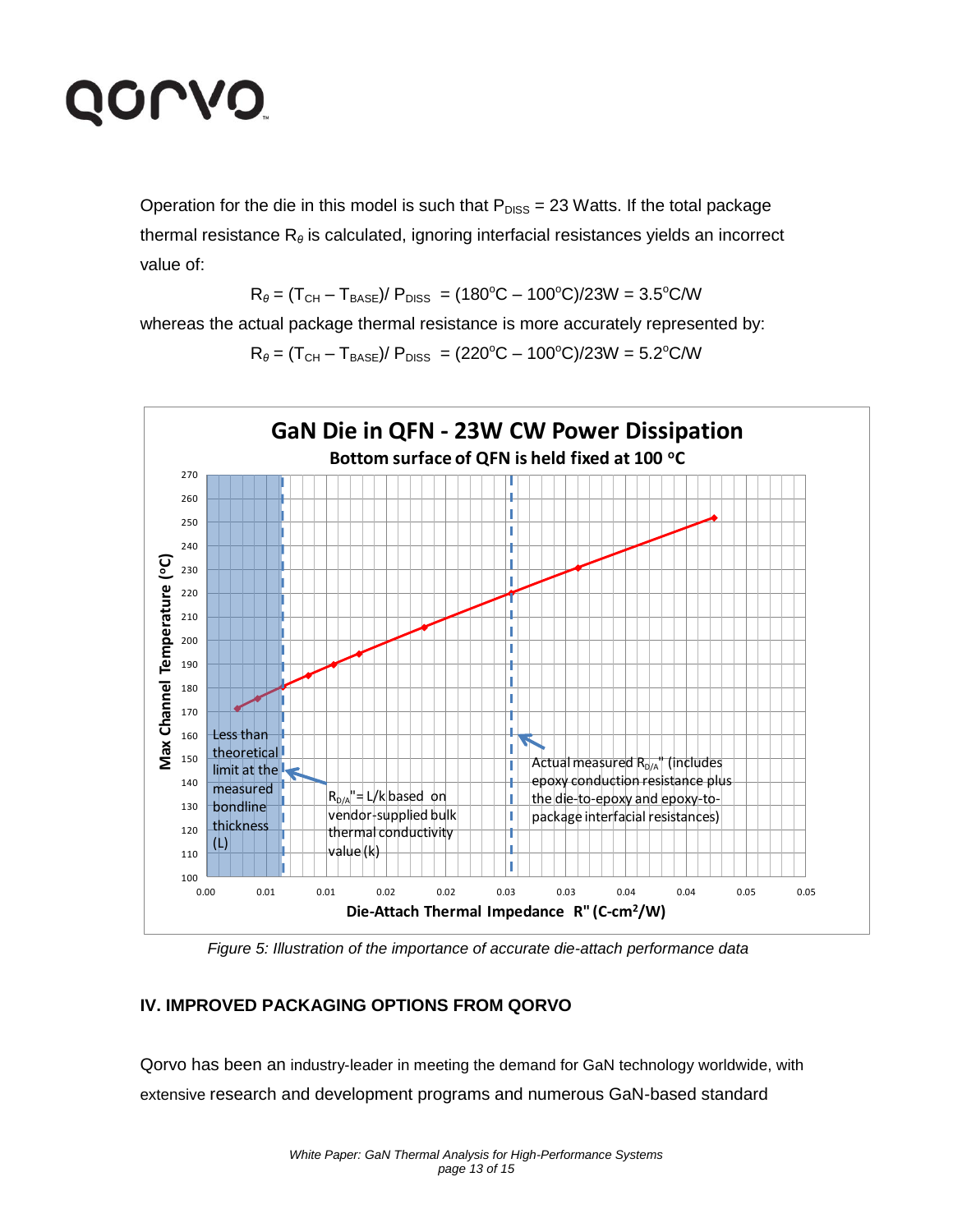Operation for the die in this model is such that $P_{DISS}$ = 23 Watts. If the total package thermal resistance $R_\theta$ is calculated, ignoring interfacial resistances yields an incorrect value of:

$$R_\theta = (T_{CH} - T_{BASE}) / P_{DISS} = (180^oC - 100^oC)/23W = 3.5^oC/W$$

whereas the actual package thermal resistance is more accurately represented by:

$$R_\theta = (T_{CH} - T_{BASE}) / P_{DISS} = (220^oC - 100^oC)/23W = 5.2^oC/W$$

*Figure 5: Illustration of the importance of accurate die-attach performance data*

## IV. IMPROVED PACKAGING OPTIONS FROM QORVO

Qorvo has been an industry-leader in meeting the demand for GaN technology worldwide, with extensive research and development programs and numerous GaN-based standard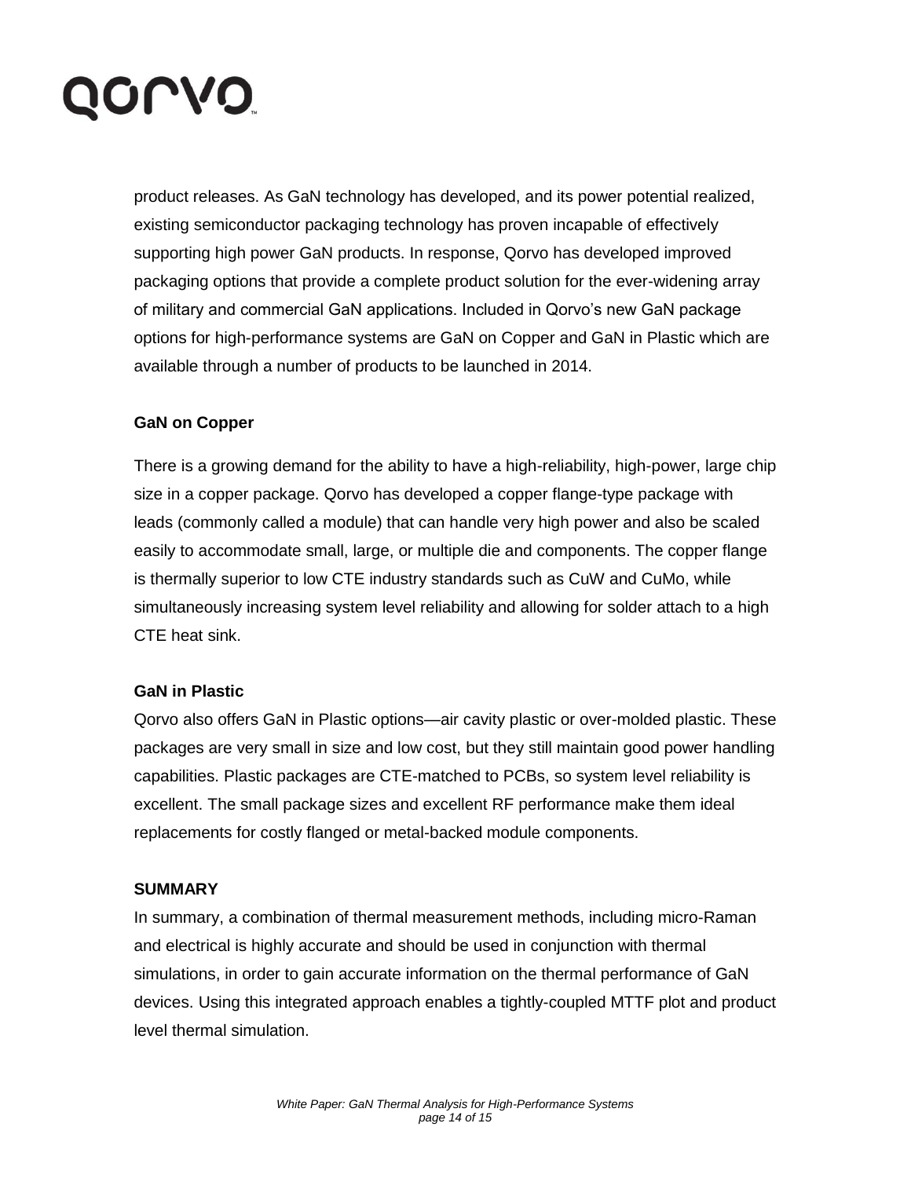product releases. As GaN technology has developed, and its power potential realized, existing semiconductor packaging technology has proven incapable of effectively supporting high power GaN products. In response, Qorvo has developed improved packaging options that provide a complete product solution for the ever-widening array of military and commercial GaN applications. Included in Qorvo's new GaN package options for high-performance systems are GaN on Copper and GaN in Plastic which are available through a number of products to be launched in 2014.

### GaN on Copper

There is a growing demand for the ability to have a high-reliability, high-power, large chip size in a copper package. Qorvo has developed a copper flange-type package with leads (commonly called a module) that can handle very high power and also be scaled easily to accommodate small, large, or multiple die and components. The copper flange is thermally superior to low CTE industry standards such as CuW and CuMo, while simultaneously increasing system level reliability and allowing for solder attach to a high CTE heat sink.

### GaN in Plastic

Qorvo also offers GaN in Plastic options—air cavity plastic or over-molded plastic. These packages are very small in size and low cost, but they still maintain good power handling capabilities. Plastic packages are CTE-matched to PCBs, so system level reliability is excellent. The small package sizes and excellent RF performance make them ideal replacements for costly flanged or metal-backed module components.

## SUMMARY

In summary, a combination of thermal measurement methods, including micro-Raman and electrical is highly accurate and should be used in conjunction with thermal simulations, in order to gain accurate information on the thermal performance of GaN devices. Using this integrated approach enables a tightly-coupled MTTF plot and product level thermal simulation.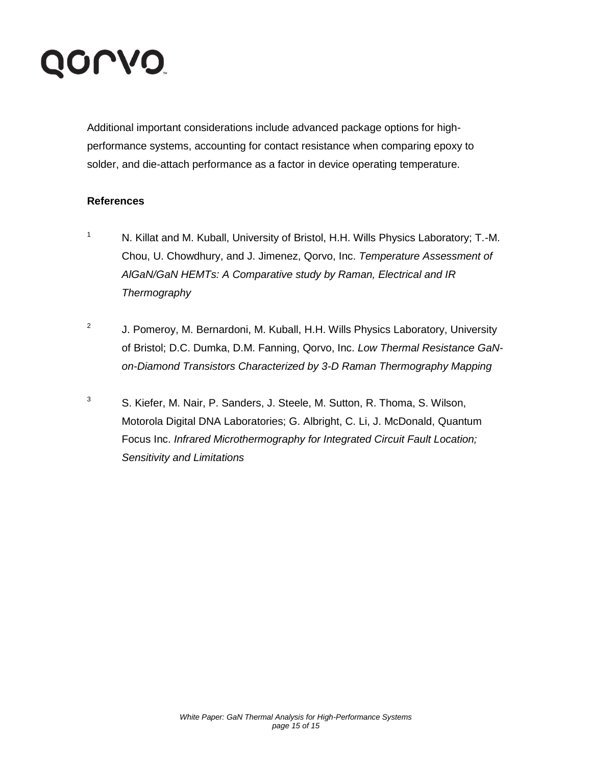Additional important considerations include advanced package options for high-performance systems, accounting for contact resistance when comparing epoxy to solder, and die-attach performance as a factor in device operating temperature.

**References**

[1] N. Killat and M. Kuball, University of Bristol, H.H. Wills Physics Laboratory; T.-M. Chou, U. Chowdhury, and J. Jimenez, Qorvo, Inc. *Temperature Assessment of AlGaN/GaN HEMTs: A Comparative study by Raman, Electrical and IR Thermography*

[2] J. Pomeroy, M. Bernardoni, M. Kuball, H.H. Wills Physics Laboratory, University of Bristol; D.C. Dumka, D.M. Fanning, Qorvo, Inc. *Low Thermal Resistance GaN-on-Diamond Transistors Characterized by 3-D Raman Thermography Mapping*

[3] S. Kiefer, M. Nair, P. Sanders, J. Steele, M. Sutton, R. Thoma, S. Wilson, Motorola Digital DNA Laboratories; G. Albright, C. Li, J. McDonald, Quantum Focus Inc. *Infrared Microthermography for Integrated Circuit Fault Location; Sensitivity and Limitations*